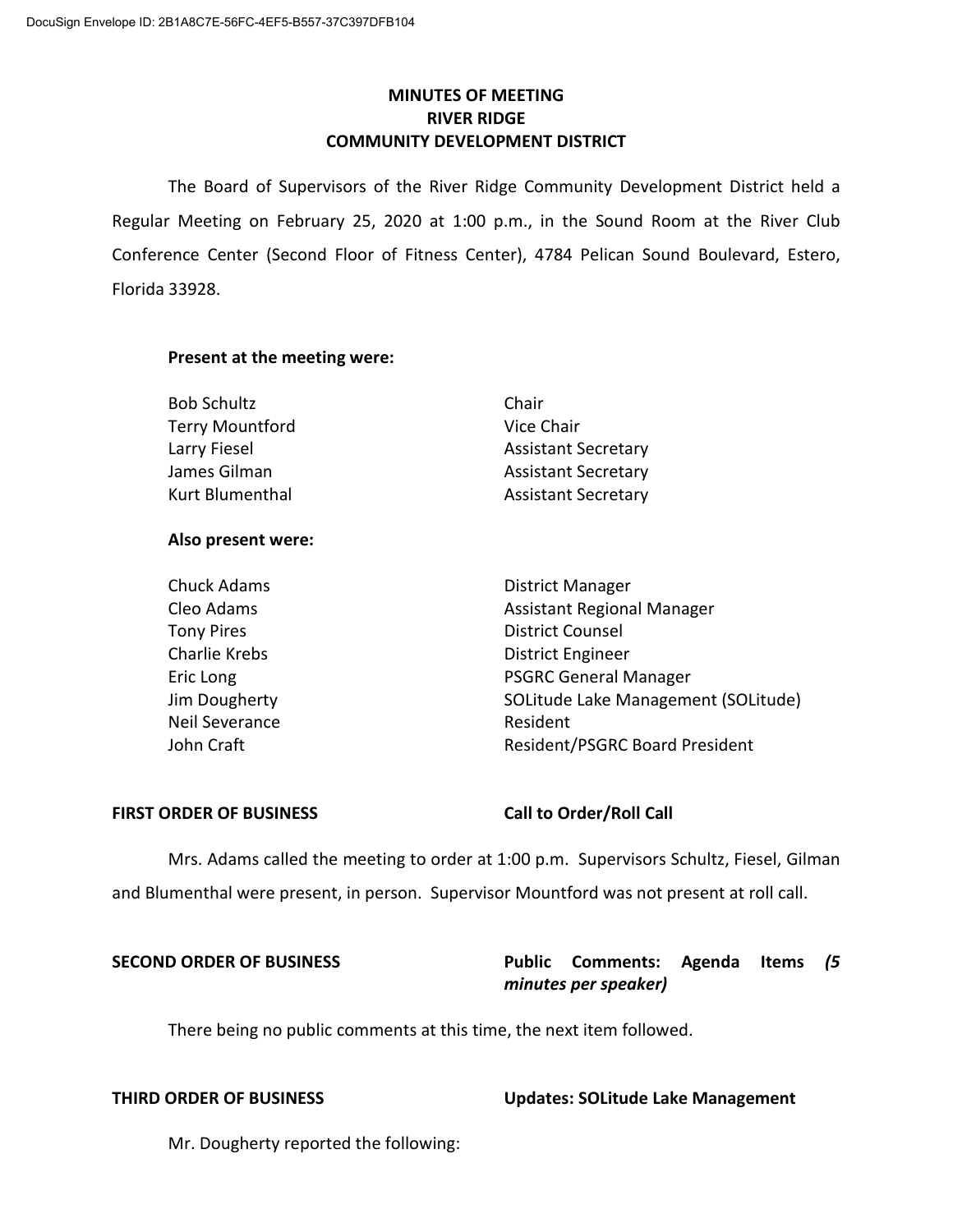**MINUTES OF MEETING**
**RIVER RIDGE**
**COMMUNITY DEVELOPMENT DISTRICT**

The Board of Supervisors of the River Ridge Community Development District held a Regular Meeting on February 25, 2020 at 1:00 p.m., in the Sound Room at the River Club Conference Center (Second Floor of Fitness Center), 4784 Pelican Sound Boulevard, Estero, Florida 33928.

**Present at the meeting were:**

| | |
|---|---|
| Bob Schultz | Chair |
| Terry Mountford | Vice Chair |
| Larry Fiesel | Assistant Secretary |
| James Gilman | Assistant Secretary |
| Kurt Blumenthal | Assistant Secretary |

**Also present were:**

| | |
|---|---|
| Chuck Adams | District Manager |
| Cleo Adams | Assistant Regional Manager |
| Tony Pires | District Counsel |
| Charlie Krebs | District Engineer |
| Eric Long | PSGRC General Manager |
| Jim Dougherty | SOLitude Lake Management (SOLitude) |
| Neil Severance | Resident |
| John Craft | Resident/PSGRC Board President |

**FIRST ORDER OF BUSINESS** — **Call to Order/Roll Call**

Mrs. Adams called the meeting to order at 1:00 p.m. Supervisors Schultz, Fiesel, Gilman and Blumenthal were present, in person. Supervisor Mountford was not present at roll call.

**SECOND ORDER OF BUSINESS** — **Public Comments: Agenda Items *(5 minutes per speaker)***

There being no public comments at this time, the next item followed.

**THIRD ORDER OF BUSINESS** — **Updates: SOLitude Lake Management**

Mr. Dougherty reported the following: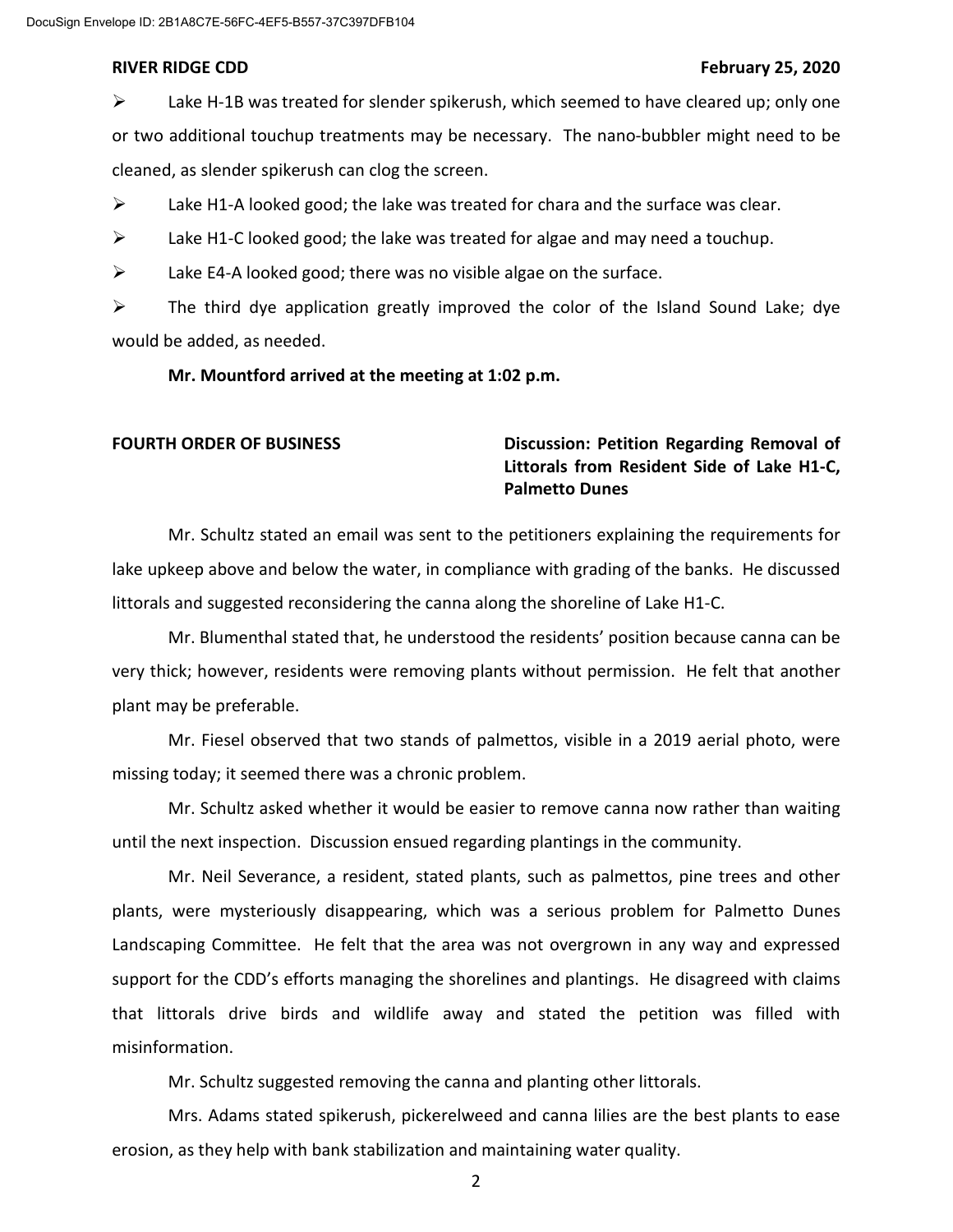- Lake H-1B was treated for slender spikerush, which seemed to have cleared up; only one or two additional touchup treatments may be necessary. The nano-bubbler might need to be cleaned, as slender spikerush can clog the screen.
- Lake H1-A looked good; the lake was treated for chara and the surface was clear.
- Lake H1-C looked good; the lake was treated for algae and may need a touchup.
- Lake E4-A looked good; there was no visible algae on the surface.
- The third dye application greatly improved the color of the Island Sound Lake; dye would be added, as needed.

**Mr. Mountford arrived at the meeting at 1:02 p.m.**

**FOURTH ORDER OF BUSINESS** **Discussion: Petition Regarding Removal of Littorals from Resident Side of Lake H1-C, Palmetto Dunes**

Mr. Schultz stated an email was sent to the petitioners explaining the requirements for lake upkeep above and below the water, in compliance with grading of the banks. He discussed littorals and suggested reconsidering the canna along the shoreline of Lake H1-C.

Mr. Blumenthal stated that, he understood the residents' position because canna can be very thick; however, residents were removing plants without permission. He felt that another plant may be preferable.

Mr. Fiesel observed that two stands of palmettos, visible in a 2019 aerial photo, were missing today; it seemed there was a chronic problem.

Mr. Schultz asked whether it would be easier to remove canna now rather than waiting until the next inspection. Discussion ensued regarding plantings in the community.

Mr. Neil Severance, a resident, stated plants, such as palmettos, pine trees and other plants, were mysteriously disappearing, which was a serious problem for Palmetto Dunes Landscaping Committee. He felt that the area was not overgrown in any way and expressed support for the CDD's efforts managing the shorelines and plantings. He disagreed with claims that littorals drive birds and wildlife away and stated the petition was filled with misinformation.

Mr. Schultz suggested removing the canna and planting other littorals.

Mrs. Adams stated spikerush, pickerelweed and canna lilies are the best plants to ease erosion, as they help with bank stabilization and maintaining water quality.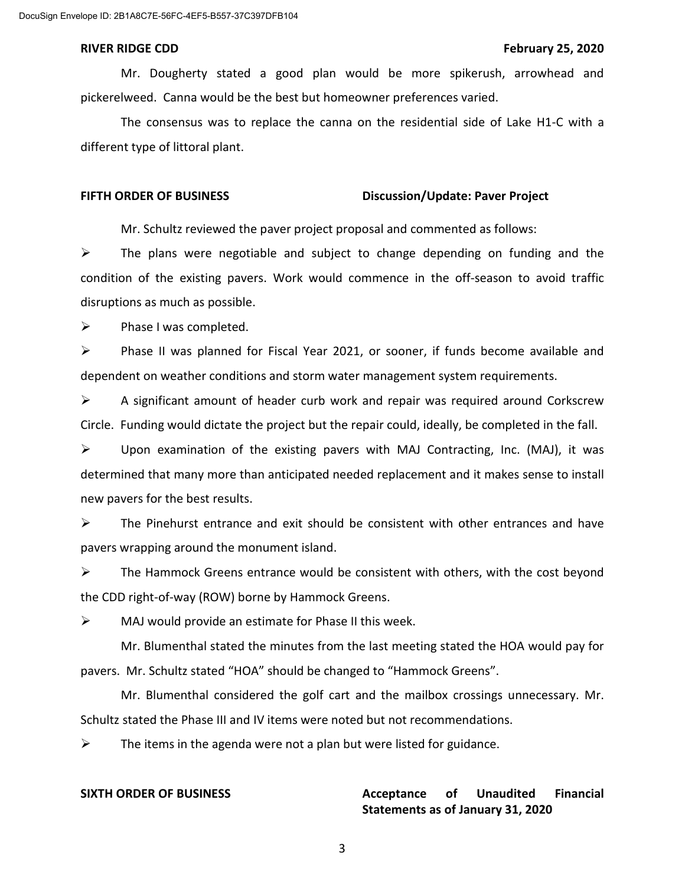Mr. Dougherty stated a good plan would be more spikerush, arrowhead and pickerelweed. Canna would be the best but homeowner preferences varied.

The consensus was to replace the canna on the residential side of Lake H1-C with a different type of littoral plant.

**FIFTH ORDER OF BUSINESS** **Discussion/Update: Paver Project**

Mr. Schultz reviewed the paver project proposal and commented as follows:

- The plans were negotiable and subject to change depending on funding and the condition of the existing pavers. Work would commence in the off-season to avoid traffic disruptions as much as possible.
- Phase I was completed.
- Phase II was planned for Fiscal Year 2021, or sooner, if funds become available and dependent on weather conditions and storm water management system requirements.
- A significant amount of header curb work and repair was required around Corkscrew Circle. Funding would dictate the project but the repair could, ideally, be completed in the fall.
- Upon examination of the existing pavers with MAJ Contracting, Inc. (MAJ), it was determined that many more than anticipated needed replacement and it makes sense to install new pavers for the best results.
- The Pinehurst entrance and exit should be consistent with other entrances and have pavers wrapping around the monument island.
- The Hammock Greens entrance would be consistent with others, with the cost beyond the CDD right-of-way (ROW) borne by Hammock Greens.
- MAJ would provide an estimate for Phase II this week.

Mr. Blumenthal stated the minutes from the last meeting stated the HOA would pay for pavers. Mr. Schultz stated "HOA" should be changed to "Hammock Greens".

Mr. Blumenthal considered the golf cart and the mailbox crossings unnecessary. Mr. Schultz stated the Phase III and IV items were noted but not recommendations.

- The items in the agenda were not a plan but were listed for guidance.

**SIXTH ORDER OF BUSINESS** **Acceptance of Unaudited Financial Statements as of January 31, 2020**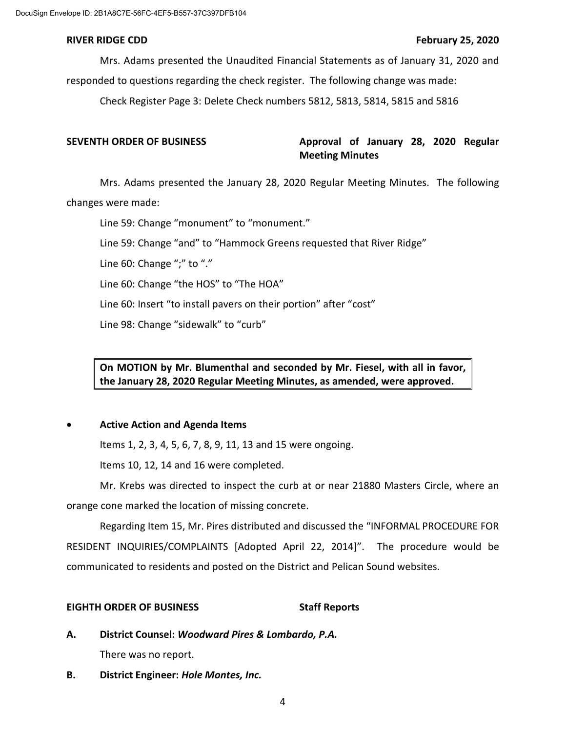Mrs. Adams presented the Unaudited Financial Statements as of January 31, 2020 and responded to questions regarding the check register. The following change was made:

Check Register Page 3: Delete Check numbers 5812, 5813, 5814, 5815 and 5816

**SEVENTH ORDER OF BUSINESS** **Approval of January 28, 2020 Regular Meeting Minutes**

Mrs. Adams presented the January 28, 2020 Regular Meeting Minutes. The following changes were made:

Line 59: Change "monument" to "monument."

Line 59: Change "and" to "Hammock Greens requested that River Ridge"

Line 60: Change ";" to "."

Line 60: Change "the HOS" to "The HOA"

Line 60: Insert "to install pavers on their portion" after "cost"

Line 98: Change "sidewalk" to "curb"

**On MOTION by Mr. Blumenthal and seconded by Mr. Fiesel, with all in favor, the January 28, 2020 Regular Meeting Minutes, as amended, were approved.**

- **Active Action and Agenda Items**

Items 1, 2, 3, 4, 5, 6, 7, 8, 9, 11, 13 and 15 were ongoing.

Items 10, 12, 14 and 16 were completed.

Mr. Krebs was directed to inspect the curb at or near 21880 Masters Circle, where an orange cone marked the location of missing concrete.

Regarding Item 15, Mr. Pires distributed and discussed the "INFORMAL PROCEDURE FOR RESIDENT INQUIRIES/COMPLAINTS [Adopted April 22, 2014]". The procedure would be communicated to residents and posted on the District and Pelican Sound websites.

**EIGHTH ORDER OF BUSINESS** **Staff Reports**

**A. District Counsel: *Woodward Pires & Lombardo, P.A.***

There was no report.

**B. District Engineer: *Hole Montes, Inc.***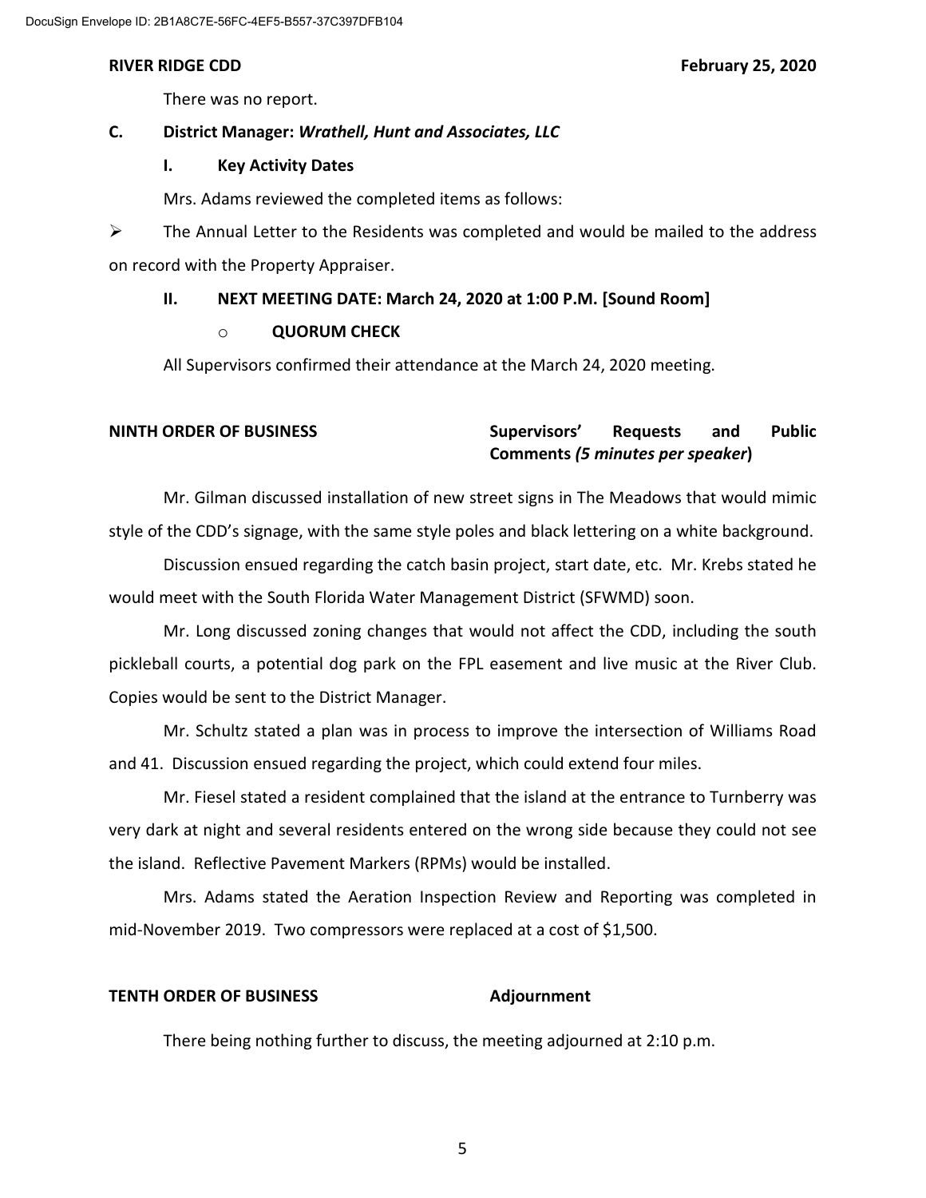There was no report.

**C. District Manager:** ***Wrathell, Hunt and Associates, LLC***

**I. Key Activity Dates**

Mrs. Adams reviewed the completed items as follows:

➢ The Annual Letter to the Residents was completed and would be mailed to the address on record with the Property Appraiser.

**II. NEXT MEETING DATE: March 24, 2020 at 1:00 P.M. [Sound Room]**

- **QUORUM CHECK**

All Supervisors confirmed their attendance at the March 24, 2020 meeting.

**NINTH ORDER OF BUSINESS** **Supervisors' Requests and Public Comments** ***(5 minutes per speaker)***

Mr. Gilman discussed installation of new street signs in The Meadows that would mimic style of the CDD's signage, with the same style poles and black lettering on a white background.

Discussion ensued regarding the catch basin project, start date, etc. Mr. Krebs stated he would meet with the South Florida Water Management District (SFWMD) soon.

Mr. Long discussed zoning changes that would not affect the CDD, including the south pickleball courts, a potential dog park on the FPL easement and live music at the River Club. Copies would be sent to the District Manager.

Mr. Schultz stated a plan was in process to improve the intersection of Williams Road and 41. Discussion ensued regarding the project, which could extend four miles.

Mr. Fiesel stated a resident complained that the island at the entrance to Turnberry was very dark at night and several residents entered on the wrong side because they could not see the island. Reflective Pavement Markers (RPMs) would be installed.

Mrs. Adams stated the Aeration Inspection Review and Reporting was completed in mid-November 2019. Two compressors were replaced at a cost of $1,500.

**TENTH ORDER OF BUSINESS** **Adjournment**

There being nothing further to discuss, the meeting adjourned at 2:10 p.m.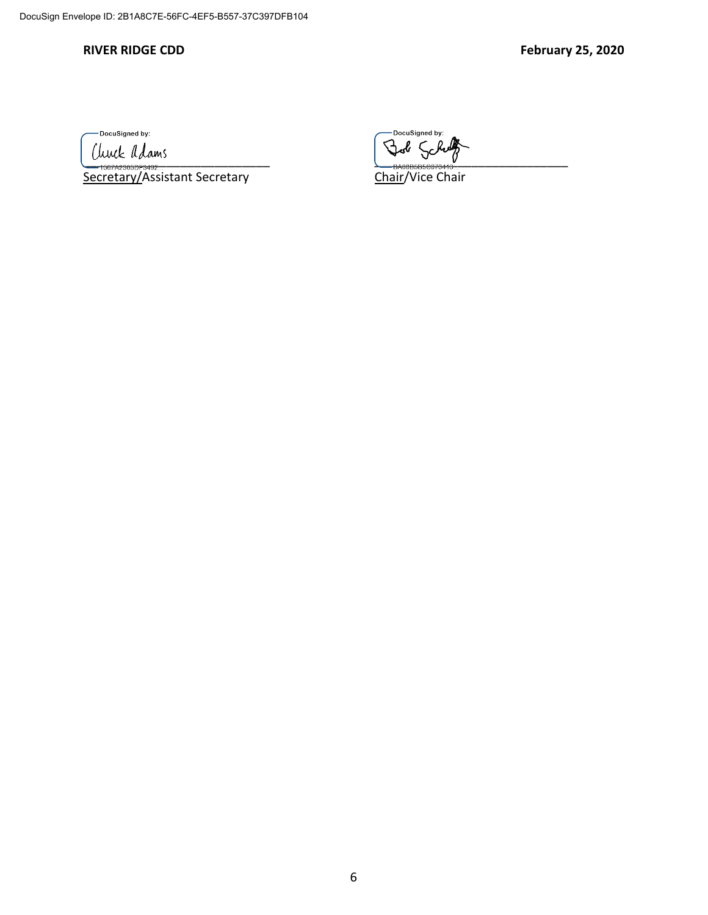DocuSign Envelope ID: 2B1A8C7E-56FC-4EF5-B557-37C397DFB104

**RIVER RIDGE CDD** **February 25, 2020**

DocuSigned by:
Chuck Adams
1567A2305DF3492...

Secretary/Assistant Secretary

DocuSigned by:
Bob Schultz
BA08B5B5C073413...

Chair/Vice Chair